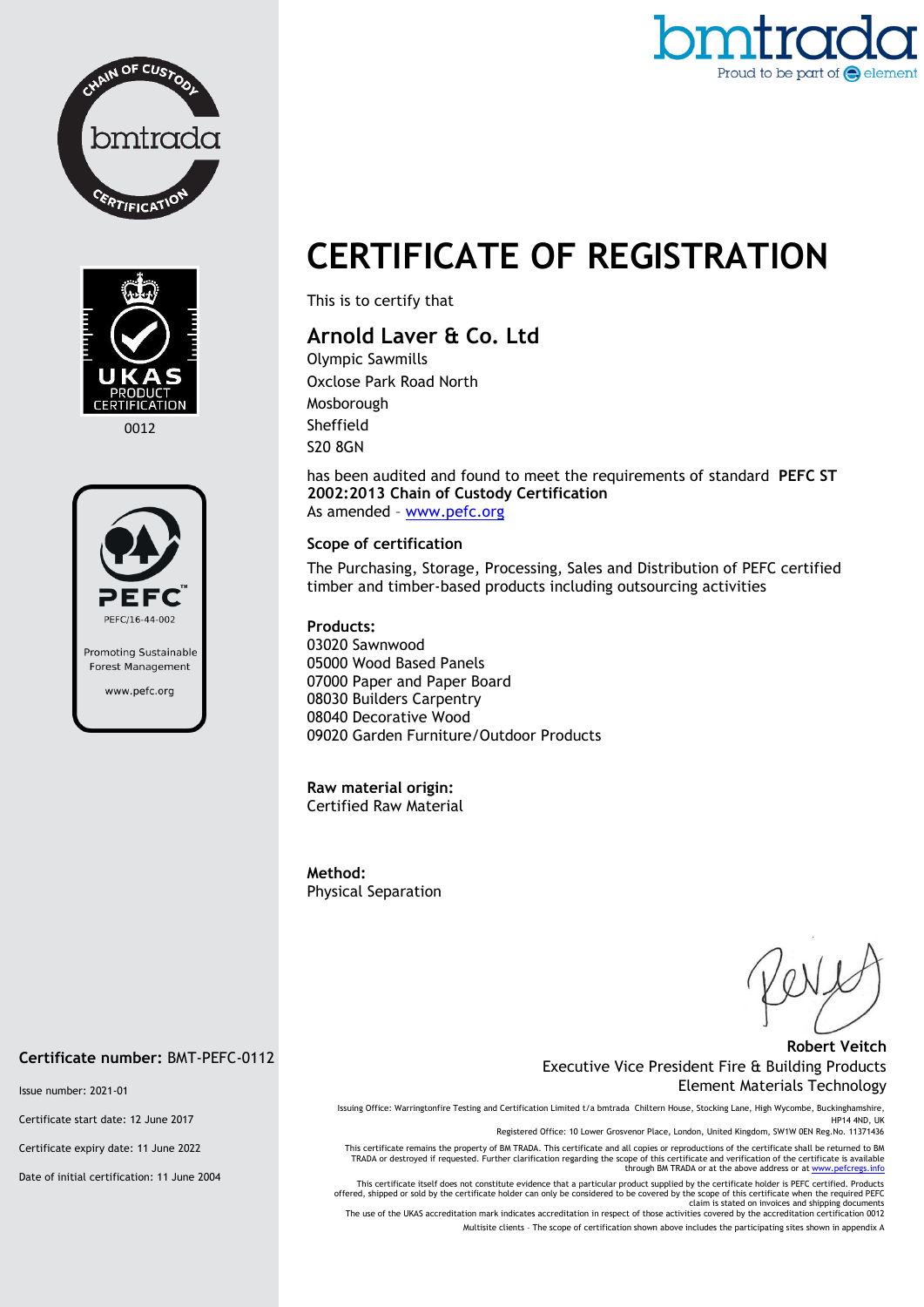bmtrada
Proud to be part of element

CHAIN OF CUSTODY bmtrada CERTIFICATION

UKAS PRODUCT CERTIFICATION
0012

PEFC
PEFC/16-44-002
Promoting Sustainable Forest Management
www.pefc.org

# CERTIFICATE OF REGISTRATION

This is to certify that

## Arnold Laver & Co. Ltd

Olympic Sawmills
Oxclose Park Road North
Mosborough
Sheffield
S20 8GN

has been audited and found to meet the requirements of standard **PEFC ST 2002:2013 Chain of Custody Certification**
As amended – www.pefc.org

### Scope of certification

The Purchasing, Storage, Processing, Sales and Distribution of PEFC certified timber and timber-based products including outsourcing activities

**Products:**
03020 Sawnwood
05000 Wood Based Panels
07000 Paper and Paper Board
08030 Builders Carpentry
08040 Decorative Wood
09020 Garden Furniture/Outdoor Products

**Raw material origin:**
Certified Raw Material

**Method:**
Physical Separation

**Robert Veitch**
Executive Vice President Fire & Building Products
Element Materials Technology

**Certificate number:** BMT-PEFC-0112

Issue number: 2021-01

Certificate start date: 12 June 2017

Certificate expiry date: 11 June 2022

Date of initial certification: 11 June 2004

Issuing Office: Warringtonfire Testing and Certification Limited t/a bmtrada Chiltern House, Stocking Lane, High Wycombe, Buckinghamshire, HP14 4ND, UK
Registered Office: 10 Lower Grosvenor Place, London, United Kingdom, SW1W 0EN Reg.No. 11371436

This certificate remains the property of BM TRADA. This certificate and all copies or reproductions of the certificate shall be returned to BM TRADA or destroyed if requested. Further clarification regarding the scope of this certificate and verification of the certificate is available through BM TRADA or at the above address or at www.pefcregs.info

This certificate itself does not constitute evidence that a particular product supplied by the certificate holder is PEFC certified. Products offered, shipped or sold by the certificate holder can only be considered to be covered by the scope of this certificate when the required PEFC claim is stated on invoices and shipping documents
The use of the UKAS accreditation mark indicates accreditation in respect of those activities covered by the accreditation certification 0012

Multisite clients – The scope of certification shown above includes the participating sites shown in appendix A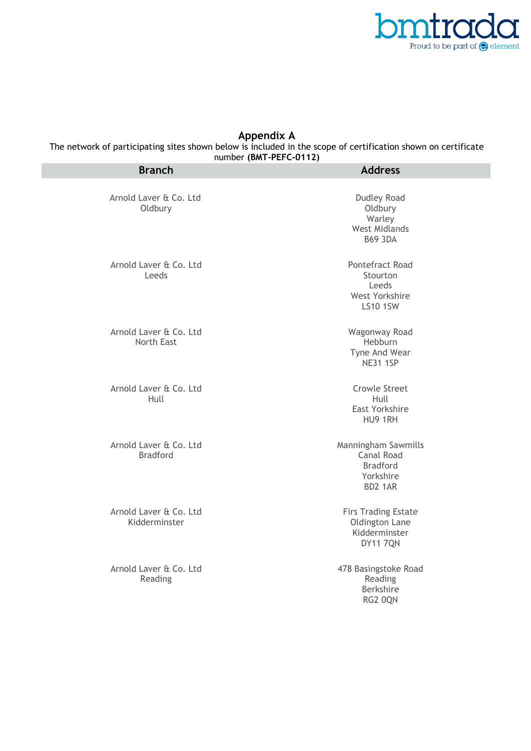# Appendix A

The network of participating sites shown below is included in the scope of certification shown on certificate number **(BMT-PEFC-0112)**

| Branch | Address |
|---|---|
| Arnold Laver & Co. Ltd<br>Oldbury | Dudley Road<br>Oldbury<br>Warley<br>West Midlands<br>B69 3DA |
| Arnold Laver & Co. Ltd<br>Leeds | Pontefract Road<br>Stourton<br>Leeds<br>West Yorkshire<br>LS10 1SW |
| Arnold Laver & Co. Ltd<br>North East | Wagonway Road<br>Hebburn<br>Tyne And Wear<br>NE31 1SP |
| Arnold Laver & Co. Ltd<br>Hull | Crowle Street<br>Hull<br>East Yorkshire<br>HU9 1RH |
| Arnold Laver & Co. Ltd<br>Bradford | Manningham Sawmills<br>Canal Road<br>Bradford<br>Yorkshire<br>BD2 1AR |
| Arnold Laver & Co. Ltd<br>Kidderminster | Firs Trading Estate<br>Oldington Lane<br>Kidderminster<br>DY11 7QN |
| Arnold Laver & Co. Ltd<br>Reading | 478 Basingstoke Road<br>Reading<br>Berkshire<br>RG2 0QN |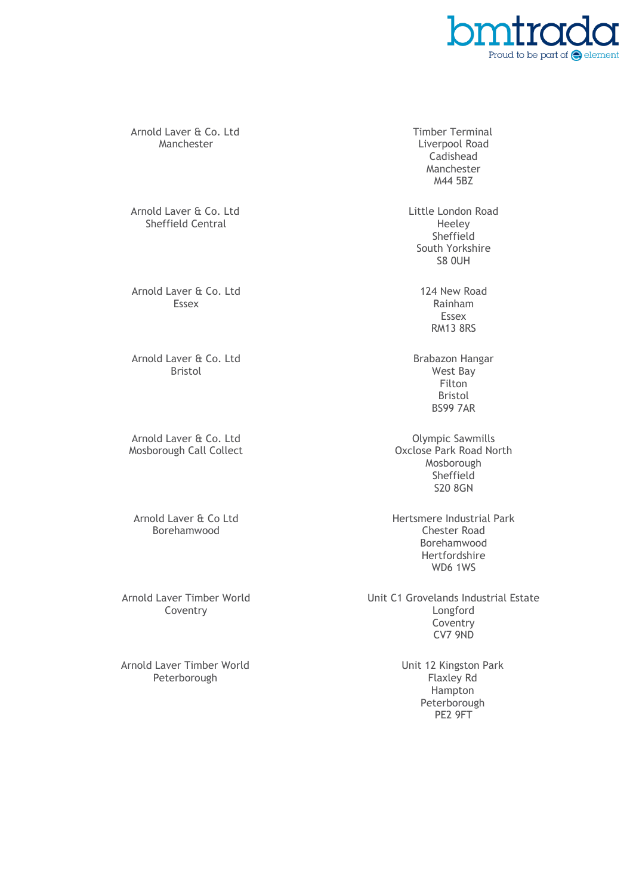| | |
|---|---|
| Arnold Laver & Co. Ltd<br>Manchester | Timber Terminal<br>Liverpool Road<br>Cadishead<br>Manchester<br>M44 5BZ |
| Arnold Laver & Co. Ltd<br>Sheffield Central | Little London Road<br>Heeley<br>Sheffield<br>South Yorkshire<br>S8 0UH |
| Arnold Laver & Co. Ltd<br>Essex | 124 New Road<br>Rainham<br>Essex<br>RM13 8RS |
| Arnold Laver & Co. Ltd<br>Bristol | Brabazon Hangar<br>West Bay<br>Filton<br>Bristol<br>BS99 7AR |
| Arnold Laver & Co. Ltd<br>Mosborough Call Collect | Olympic Sawmills<br>Oxclose Park Road North<br>Mosborough<br>Sheffield<br>S20 8GN |
| Arnold Laver & Co Ltd<br>Borehamwood | Hertsmere Industrial Park<br>Chester Road<br>Borehamwood<br>Hertfordshire<br>WD6 1WS |
| Arnold Laver Timber World<br>Coventry | Unit C1 Grovelands Industrial Estate<br>Longford<br>Coventry<br>CV7 9ND |
| Arnold Laver Timber World<br>Peterborough | Unit 12 Kingston Park<br>Flaxley Rd<br>Hampton<br>Peterborough<br>PE2 9FT |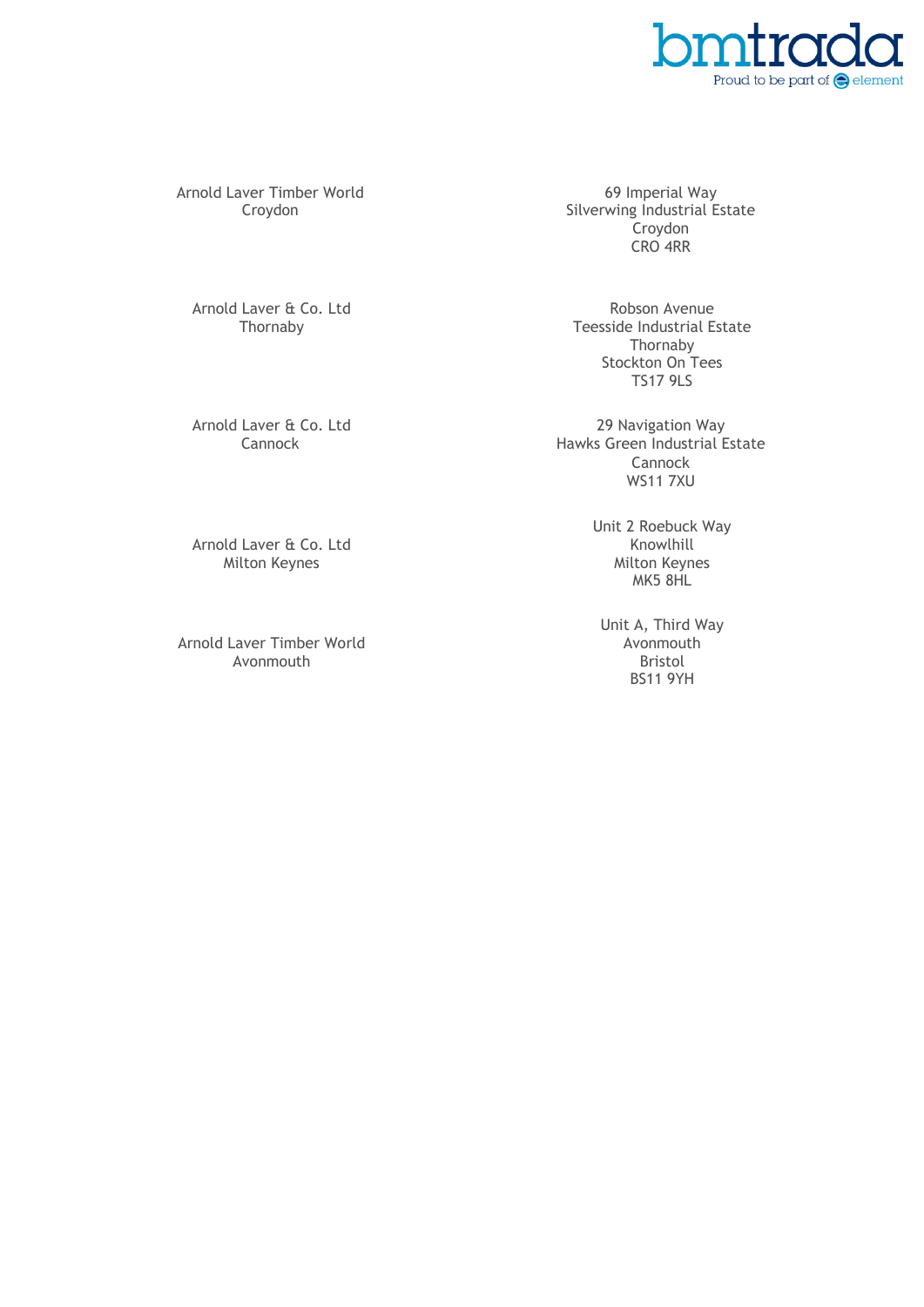| | |
|---|---|
| Arnold Laver Timber World<br>Croydon | 69 Imperial Way<br>Silverwing Industrial Estate<br>Croydon<br>CRO 4RR |
| Arnold Laver & Co. Ltd<br>Thornaby | Robson Avenue<br>Teesside Industrial Estate<br>Thornaby<br>Stockton On Tees<br>TS17 9LS |
| Arnold Laver & Co. Ltd<br>Cannock | 29 Navigation Way<br>Hawks Green Industrial Estate<br>Cannock<br>WS11 7XU |
| Arnold Laver & Co. Ltd<br>Milton Keynes | Unit 2 Roebuck Way<br>Knowlhill<br>Milton Keynes<br>MK5 8HL |
| Arnold Laver Timber World<br>Avonmouth | Unit A, Third Way<br>Avonmouth<br>Bristol<br>BS11 9YH |